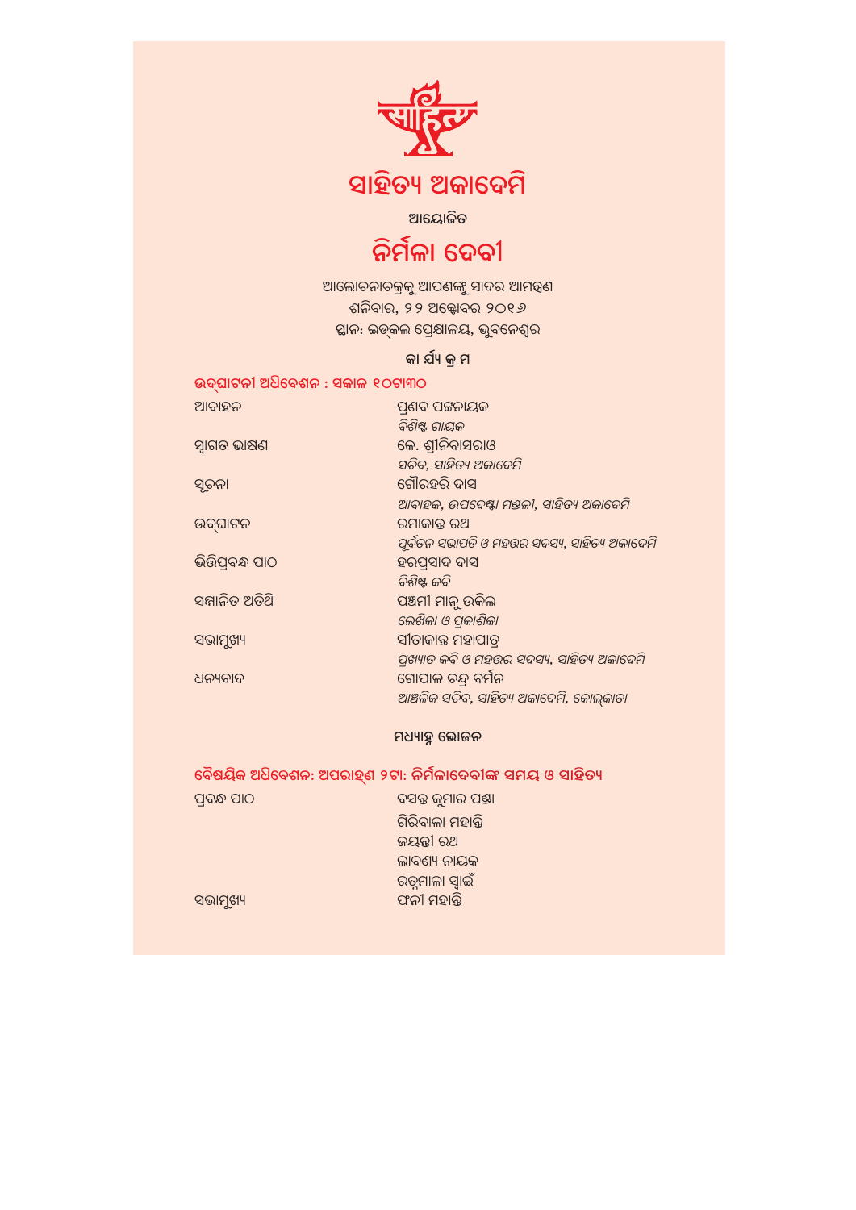# ସାହିତ୍ୟ ଅକାଦେମି

ଆୟୋଜିତ

## ନିର୍ମଳା ଦେବୀ

ଆଲୋଚନାଚକ୍ରକୁ ଆପଣଙ୍କୁ ସାଦର ଆମନ୍ତ୍ରଣ

ଶନିବାର, ୨୨ ଅକ୍ଟୋବର ୨୦୧୬

ସ୍ଥାନ: ଉତ୍କଳ ପ୍ରେକ୍ଷାଳୟ, ଭୁବନେଶ୍ୱର

### କା ର୍ଯ୍ୟ କ୍ର ମ

**ଉଦ୍‌ଘାଟନୀ ଅଧିବେଶନ : ସକାଳ ୧୦ଟା୩୦**

| | |
|---|---|
| ଆବାହନ | ପ୍ରଣବ ପଟ୍ଟନାୟକ<br>*ବିଶିଷ୍ଟ ଗାୟକ* |
| ସ୍ୱାଗତ ଭାଷଣ | କେ. ଶ୍ରୀନିବାସରାଓ<br>*ସଚିବ, ସାହିତ୍ୟ ଅକାଦେମି* |
| ସୂଚନା | ଗୌରହରି ଦାସ<br>*ଆବାହକ, ଉପଦେଷ୍ଟା ମଣ୍ଡଳୀ, ସାହିତ୍ୟ ଅକାଦେମି* |
| ଉଦ୍‌ଘାଟନ | ରମାକାନ୍ତ ରଥ<br>*ପୂର୍ବତନ ସଭାପତି ଓ ମହତ୍ତର ସଦସ୍ୟ, ସାହିତ୍ୟ ଅକାଦେମି* |
| ଭିତ୍ତିପ୍ରବନ୍ଧ ପାଠ | ହରପ୍ରସାଦ ଦାସ<br>*ବିଶିଷ୍ଟ କବି* |
| ସମ୍ମାନିତ ଅତିଥି | ପଞ୍ଚମୀ ମାନୁ ଉକିଲ<br>*ଲେଖିକା ଓ ପ୍ରକାଶିକା* |
| ସଭାମୁଖ୍ୟ | ସୀତାକାନ୍ତ ମହାପାତ୍ର<br>*ପ୍ରଖ୍ୟାତ କବି ଓ ମହତ୍ତର ସଦସ୍ୟ, ସାହିତ୍ୟ ଅକାଦେମି* |
| ଧନ୍ୟବାଦ | ଗୋପାଳ ଚନ୍ଦ୍ର ବର୍ମନ<br>*ଆଞ୍ଚଳିକ ସଚିବ, ସାହିତ୍ୟ ଅକାଦେମି, କୋଲ୍‌କାତା* |

**ମଧ୍ୟାହ୍ନ ଭୋଜନ**

**ବୈଷୟିକ ଅଧିବେଶନ: ଅପରାହ୍ଣ ୨ଟା: ନିର୍ମଳାଦେବୀଙ୍କ ସମୟ ଓ ସାହିତ୍ୟ**

| | |
|---|---|
| ପ୍ରବନ୍ଧ ପାଠ | ବସନ୍ତ କୁମାର ପଣ୍ଡା<br>ଗିରିବାଳା ମହାନ୍ତି<br>ଜୟନ୍ତୀ ରଥ<br>ଲାବଣ୍ୟ ନାୟକ<br>ରତ୍ନମାଳା ସ୍ୱାଇଁ |
| ସଭାମୁଖ୍ୟ | ଫନୀ ମହାନ୍ତି |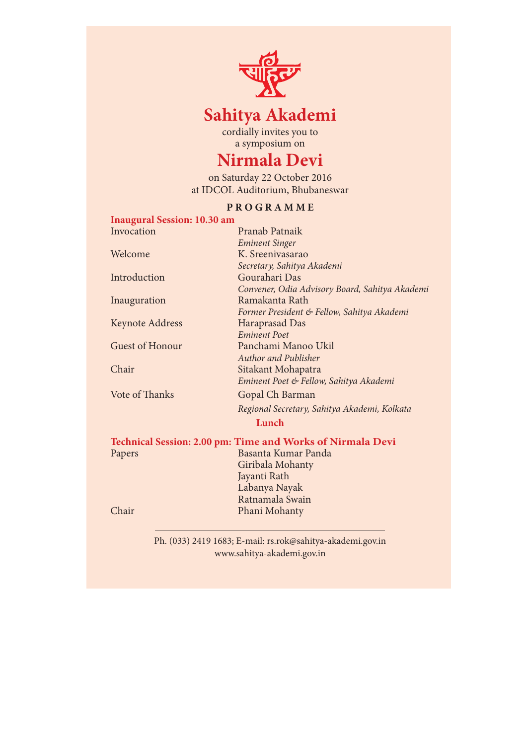# Sahitya Akademi

cordially invites you to
a symposium on

# Nirmala Devi

on Saturday 22 October 2016
at IDCOL Auditorium, Bhubaneswar

## PROGRAMME

### Inaugural Session: 10.30 am

| | |
|---|---|
| Invocation | Pranab Patnaik<br>*Eminent Singer* |
| Welcome | K. Sreenivasarao<br>*Secretary, Sahitya Akademi* |
| Introduction | Gourahari Das<br>*Convener, Odia Advisory Board, Sahitya Akademi* |
| Inauguration | Ramakanta Rath<br>*Former President & Fellow, Sahitya Akademi* |
| Keynote Address | Haraprasad Das<br>*Eminent Poet* |
| Guest of Honour | Panchami Manoo Ukil<br>*Author and Publisher* |
| Chair | Sitakant Mohapatra<br>*Eminent Poet & Fellow, Sahitya Akademi* |
| Vote of Thanks | Gopal Ch Barman<br>*Regional Secretary, Sahitya Akademi, Kolkata* |

**Lunch**

### Technical Session: 2.00 pm: Time and Works of Nirmala Devi

| | |
|---|---|
| Papers | Basanta Kumar Panda<br>Giribala Mohanty<br>Jayanti Rath<br>Labanya Nayak<br>Ratnamala Swain |
| Chair | Phani Mohanty |

---

Ph. (033) 2419 1683; E-mail: rs.rok@sahitya-akademi.gov.in
www.sahitya-akademi.gov.in